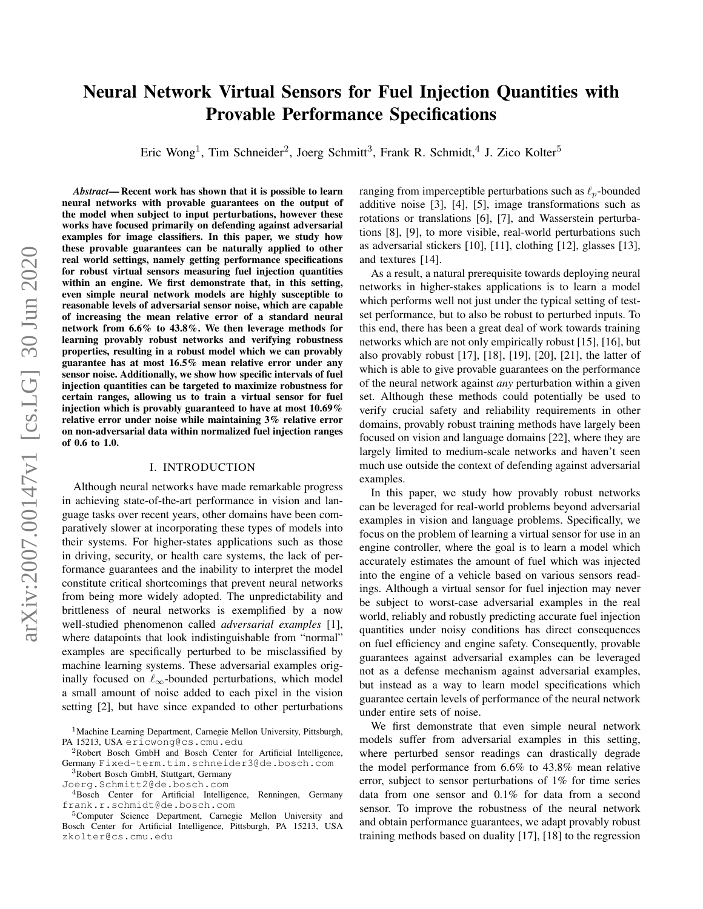# Neural Network Virtual Sensors for Fuel Injection Quantities with Provable Performance Specifications

Eric Wong[1], Tim Schneider[2], Joerg Schmitt[3], Frank R. Schmidt,[4] J. Zico Kolter[5]

***Abstract*— Recent work has shown that it is possible to learn neural networks with provable guarantees on the output of the model when subject to input perturbations, however these works have focused primarily on defending against adversarial examples for image classifiers. In this paper, we study how these provable guarantees can be naturally applied to other real world settings, namely getting performance specifications for robust virtual sensors measuring fuel injection quantities within an engine. We first demonstrate that, in this setting, even simple neural network models are highly susceptible to reasonable levels of adversarial sensor noise, which are capable of increasing the mean relative error of a standard neural network from 6.6% to 43.8%. We then leverage methods for learning provably robust networks and verifying robustness properties, resulting in a robust model which we can provably guarantee has at most 16.5% mean relative error under any sensor noise. Additionally, we show how specific intervals of fuel injection quantities can be targeted to maximize robustness for certain ranges, allowing us to train a virtual sensor for fuel injection which is provably guaranteed to have at most 10.69% relative error under noise while maintaining 3% relative error on non-adversarial data within normalized fuel injection ranges of 0.6 to 1.0.**

## I. INTRODUCTION

Although neural networks have made remarkable progress in achieving state-of-the-art performance in vision and language tasks over recent years, other domains have been comparatively slower at incorporating these types of models into their systems. For higher-states applications such as those in driving, security, or health care systems, the lack of performance guarantees and the inability to interpret the model constitute critical shortcomings that prevent neural networks from being more widely adopted. The unpredictability and brittleness of neural networks is exemplified by a now well-studied phenomenon called *adversarial examples* [1], where datapoints that look indistinguishable from "normal" examples are specifically perturbed to be misclassified by machine learning systems. These adversarial examples originally focused on $\ell_\infty$-bounded perturbations, which model a small amount of noise added to each pixel in the vision setting [2], but have since expanded to other perturbations ranging from imperceptible perturbations such as $\ell_p$-bounded additive noise [3], [4], [5], image transformations such as rotations or translations [6], [7], and Wasserstein perturbations [8], [9], to more visible, real-world perturbations such as adversarial stickers [10], [11], clothing [12], glasses [13], and textures [14].

As a result, a natural prerequisite towards deploying neural networks in higher-stakes applications is to learn a model which performs well not just under the typical setting of test-set performance, but to also be robust to perturbed inputs. To this end, there has been a great deal of work towards training networks which are not only empirically robust [15], [16], but also provably robust [17], [18], [19], [20], [21], the latter of which is able to give provable guarantees on the performance of the neural network against *any* perturbation within a given set. Although these methods could potentially be used to verify crucial safety and reliability requirements in other domains, provably robust training methods have largely been focused on vision and language domains [22], where they are largely limited to medium-scale networks and haven't seen much use outside the context of defending against adversarial examples.

In this paper, we study how provably robust networks can be leveraged for real-world problems beyond adversarial examples in vision and language problems. Specifically, we focus on the problem of learning a virtual sensor for use in an engine controller, where the goal is to learn a model which accurately estimates the amount of fuel which was injected into the engine of a vehicle based on various sensors readings. Although a virtual sensor for fuel injection may never be subject to worst-case adversarial examples in the real world, reliably and robustly predicting accurate fuel injection quantities under noisy conditions has direct consequences on fuel efficiency and engine safety. Consequently, provable guarantees against adversarial examples can be leveraged not as a defense mechanism against adversarial examples, but instead as a way to learn model specifications which guarantee certain levels of performance of the neural network under entire sets of noise.

We first demonstrate that even simple neural network models suffer from adversarial examples in this setting, where perturbed sensor readings can drastically degrade the model performance from 6.6% to 43.8% mean relative error, subject to sensor perturbations of 1% for time series data from one sensor and 0.1% for data from a second sensor. To improve the robustness of the neural network and obtain performance guarantees, we adapt provably robust training methods based on duality [17], [18] to the regression

[1]Machine Learning Department, Carnegie Mellon University, Pittsburgh, PA 15213, USA ericwong@cs.cmu.edu

[2]Robert Bosch GmbH and Bosch Center for Artificial Intelligence, Germany Fixed-term.tim.schneider3@de.bosch.com

[3]Robert Bosch GmbH, Stuttgart, Germany Joerg.Schmitt2@de.bosch.com

[4]Bosch Center for Artificial Intelligence, Renningen, Germany frank.r.schmidt@de.bosch.com

[5]Computer Science Department, Carnegie Mellon University and Bosch Center for Artificial Intelligence, Pittsburgh, PA 15213, USA zkolter@cs.cmu.edu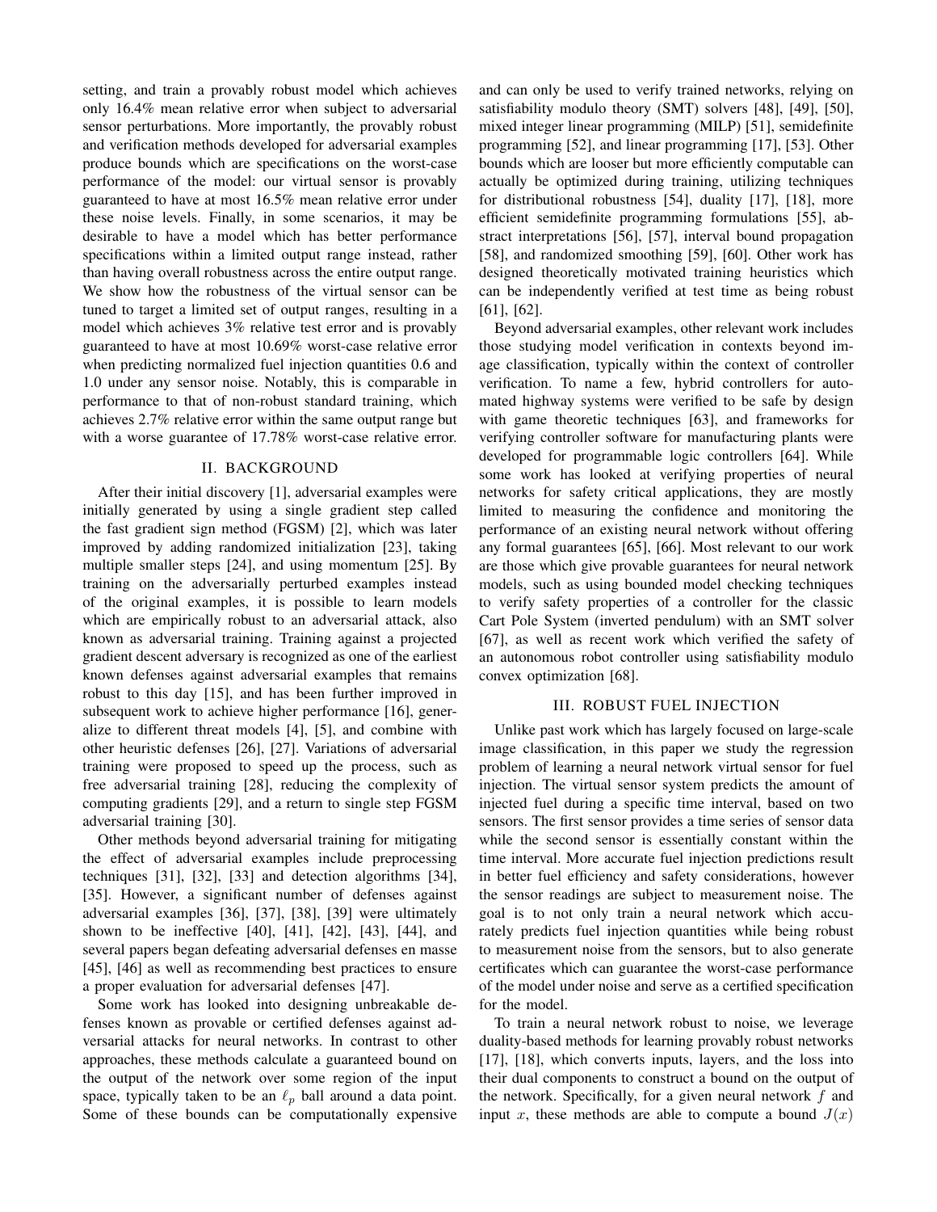setting, and train a provably robust model which achieves only 16.4% mean relative error when subject to adversarial sensor perturbations. More importantly, the provably robust and verification methods developed for adversarial examples produce bounds which are specifications on the worst-case performance of the model: our virtual sensor is provably guaranteed to have at most 16.5% mean relative error under these noise levels. Finally, in some scenarios, it may be desirable to have a model which has better performance specifications within a limited output range instead, rather than having overall robustness across the entire output range. We show how the robustness of the virtual sensor can be tuned to target a limited set of output ranges, resulting in a model which achieves 3% relative test error and is provably guaranteed to have at most 10.69% worst-case relative error when predicting normalized fuel injection quantities 0.6 and 1.0 under any sensor noise. Notably, this is comparable in performance to that of non-robust standard training, which achieves 2.7% relative error within the same output range but with a worse guarantee of 17.78% worst-case relative error.

## II. BACKGROUND

After their initial discovery [1], adversarial examples were initially generated by using a single gradient step called the fast gradient sign method (FGSM) [2], which was later improved by adding randomized initialization [23], taking multiple smaller steps [24], and using momentum [25]. By training on the adversarially perturbed examples instead of the original examples, it is possible to learn models which are empirically robust to an adversarial attack, also known as adversarial training. Training against a projected gradient descent adversary is recognized as one of the earliest known defenses against adversarial examples that remains robust to this day [15], and has been further improved in subsequent work to achieve higher performance [16], generalize to different threat models [4], [5], and combine with other heuristic defenses [26], [27]. Variations of adversarial training were proposed to speed up the process, such as free adversarial training [28], reducing the complexity of computing gradients [29], and a return to single step FGSM adversarial training [30].

Other methods beyond adversarial training for mitigating the effect of adversarial examples include preprocessing techniques [31], [32], [33] and detection algorithms [34], [35]. However, a significant number of defenses against adversarial examples [36], [37], [38], [39] were ultimately shown to be ineffective [40], [41], [42], [43], [44], and several papers began defeating adversarial defenses en masse [45], [46] as well as recommending best practices to ensure a proper evaluation for adversarial defenses [47].

Some work has looked into designing unbreakable defenses known as provable or certified defenses against adversarial attacks for neural networks. In contrast to other approaches, these methods calculate a guaranteed bound on the output of the network over some region of the input space, typically taken to be an $\ell_p$ ball around a data point. Some of these bounds can be computationally expensive and can only be used to verify trained networks, relying on satisfiability modulo theory (SMT) solvers [48], [49], [50], mixed integer linear programming (MILP) [51], semidefinite programming [52], and linear programming [17], [53]. Other bounds which are looser but more efficiently computable can actually be optimized during training, utilizing techniques for distributional robustness [54], duality [17], [18], more efficient semidefinite programming formulations [55], abstract interpretations [56], [57], interval bound propagation [58], and randomized smoothing [59], [60]. Other work has designed theoretically motivated training heuristics which can be independently verified at test time as being robust [61], [62].

Beyond adversarial examples, other relevant work includes those studying model verification in contexts beyond image classification, typically within the context of controller verification. To name a few, hybrid controllers for automated highway systems were verified to be safe by design with game theoretic techniques [63], and frameworks for verifying controller software for manufacturing plants were developed for programmable logic controllers [64]. While some work has looked at verifying properties of neural networks for safety critical applications, they are mostly limited to measuring the confidence and monitoring the performance of an existing neural network without offering any formal guarantees [65], [66]. Most relevant to our work are those which give provable guarantees for neural network models, such as using bounded model checking techniques to verify safety properties of a controller for the classic Cart Pole System (inverted pendulum) with an SMT solver [67], as well as recent work which verified the safety of an autonomous robot controller using satisfiability modulo convex optimization [68].

## III. ROBUST FUEL INJECTION

Unlike past work which has largely focused on large-scale image classification, in this paper we study the regression problem of learning a neural network virtual sensor for fuel injection. The virtual sensor system predicts the amount of injected fuel during a specific time interval, based on two sensors. The first sensor provides a time series of sensor data while the second sensor is essentially constant within the time interval. More accurate fuel injection predictions result in better fuel efficiency and safety considerations, however the sensor readings are subject to measurement noise. The goal is to not only train a neural network which accurately predicts fuel injection quantities while being robust to measurement noise from the sensors, but to also generate certificates which can guarantee the worst-case performance of the model under noise and serve as a certified specification for the model.

To train a neural network robust to noise, we leverage duality-based methods for learning provably robust networks [17], [18], which converts inputs, layers, and the loss into their dual components to construct a bound on the output of the network. Specifically, for a given neural network $f$ and input $x$, these methods are able to compute a bound $J(x)$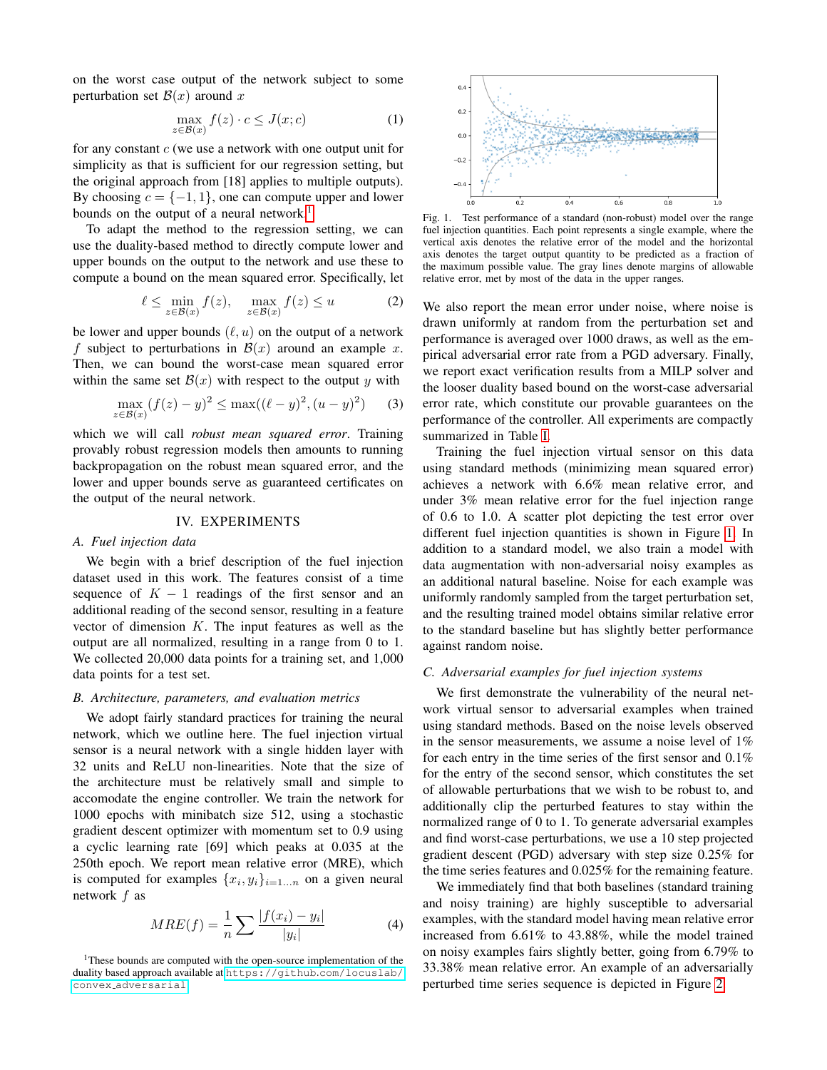on the worst case output of the network subject to some perturbation set $\mathcal{B}(x)$ around $x$

$$\max_{z \in \mathcal{B}(x)} f(z) \cdot c \leq J(x; c) \tag{1}$$

for any constant $c$ (we use a network with one output unit for simplicity as that is sufficient for our regression setting, but the original approach from [18] applies to multiple outputs). By choosing $c = \{-1, 1\}$, one can compute upper and lower bounds on the output of a neural network.[1]

To adapt the method to the regression setting, we can use the duality-based method to directly compute lower and upper bounds on the output to the network and use these to compute a bound on the mean squared error. Specifically, let

$$\ell \leq \min_{z \in \mathcal{B}(x)} f(z), \quad \max_{z \in \mathcal{B}(x)} f(z) \leq u \tag{2}$$

be lower and upper bounds $(\ell, u)$ on the output of a network $f$ subject to perturbations in $\mathcal{B}(x)$ around an example $x$. Then, we can bound the worst-case mean squared error within the same set $\mathcal{B}(x)$ with respect to the output $y$ with

$$\max_{z \in \mathcal{B}(x)} (f(z) - y)^2 \leq \max((\ell - y)^2, (u - y)^2) \tag{3}$$

which we will call *robust mean squared error*. Training provably robust regression models then amounts to running backpropagation on the robust mean squared error, and the lower and upper bounds serve as guaranteed certificates on the output of the neural network.

## IV. EXPERIMENTS

### A. Fuel injection data

We begin with a brief description of the fuel injection dataset used in this work. The features consist of a time sequence of $K - 1$ readings of the first sensor and an additional reading of the second sensor, resulting in a feature vector of dimension $K$. The input features as well as the output are all normalized, resulting in a range from 0 to 1. We collected 20,000 data points for a training set, and 1,000 data points for a test set.

### B. Architecture, parameters, and evaluation metrics

We adopt fairly standard practices for training the neural network, which we outline here. The fuel injection virtual sensor is a neural network with a single hidden layer with 32 units and ReLU non-linearities. Note that the size of the architecture must be relatively small and simple to accomodate the engine controller. We train the network for 1000 epochs with minibatch size 512, using a stochastic gradient descent optimizer with momentum set to 0.9 using a cyclic learning rate [69] which peaks at 0.035 at the 250th epoch. We report mean relative error (MRE), which is computed for examples $\{x_i, y_i\}_{i=1\ldots n}$ on a given neural network $f$ as

$$MRE(f) = \frac{1}{n} \sum \frac{|f(x_i) - y_i|}{|y_i|} \tag{4}$$

[1] These bounds are computed with the open-source implementation of the duality based approach available at https://github.com/locuslab/convex_adversarial

Fig. 1. Test performance of a standard (non-robust) model over the range fuel injection quantities. Each point represents a single example, where the vertical axis denotes the relative error of the model and the horizontal axis denotes the target output quantity to be predicted as a fraction of the maximum possible value. The gray lines denote margins of allowable relative error, met by most of the data in the upper ranges.

We also report the mean error under noise, where noise is drawn uniformly at random from the perturbation set and performance is averaged over 1000 draws, as well as the empirical adversarial error rate from a PGD adversary. Finally, we report exact verification results from a MILP solver and the looser duality based bound on the worst-case adversarial error rate, which constitute our provable guarantees on the performance of the controller. All experiments are compactly summarized in Table I.

Training the fuel injection virtual sensor on this data using standard methods (minimizing mean squared error) achieves a network with 6.6% mean relative error, and under 3% mean relative error for the fuel injection range of 0.6 to 1.0. A scatter plot depicting the test error over different fuel injection quantities is shown in Figure 1. In addition to a standard model, we also train a model with data augmentation with non-adversarial noisy examples as an additional natural baseline. Noise for each example was uniformly randomly sampled from the target perturbation set, and the resulting trained model obtains similar relative error to the standard baseline but has slightly better performance against random noise.

### C. Adversarial examples for fuel injection systems

We first demonstrate the vulnerability of the neural network virtual sensor to adversarial examples when trained using standard methods. Based on the noise levels observed in the sensor measurements, we assume a noise level of 1% for each entry in the time series of the first sensor and 0.1% for the entry of the second sensor, which constitutes the set of allowable perturbations that we wish to be robust to, and additionally clip the perturbed features to stay within the normalized range of 0 to 1. To generate adversarial examples and find worst-case perturbations, we use a 10 step projected gradient descent (PGD) adversary with step size 0.25% for the time series features and 0.025% for the remaining feature.

We immediately find that both baselines (standard training and noisy training) are highly susceptible to adversarial examples, with the standard model having mean relative error increased from 6.61% to 43.88%, while the model trained on noisy examples fairs slightly better, going from 6.79% to 33.38% mean relative error. An example of an adversarially perturbed time series sequence is depicted in Figure 2.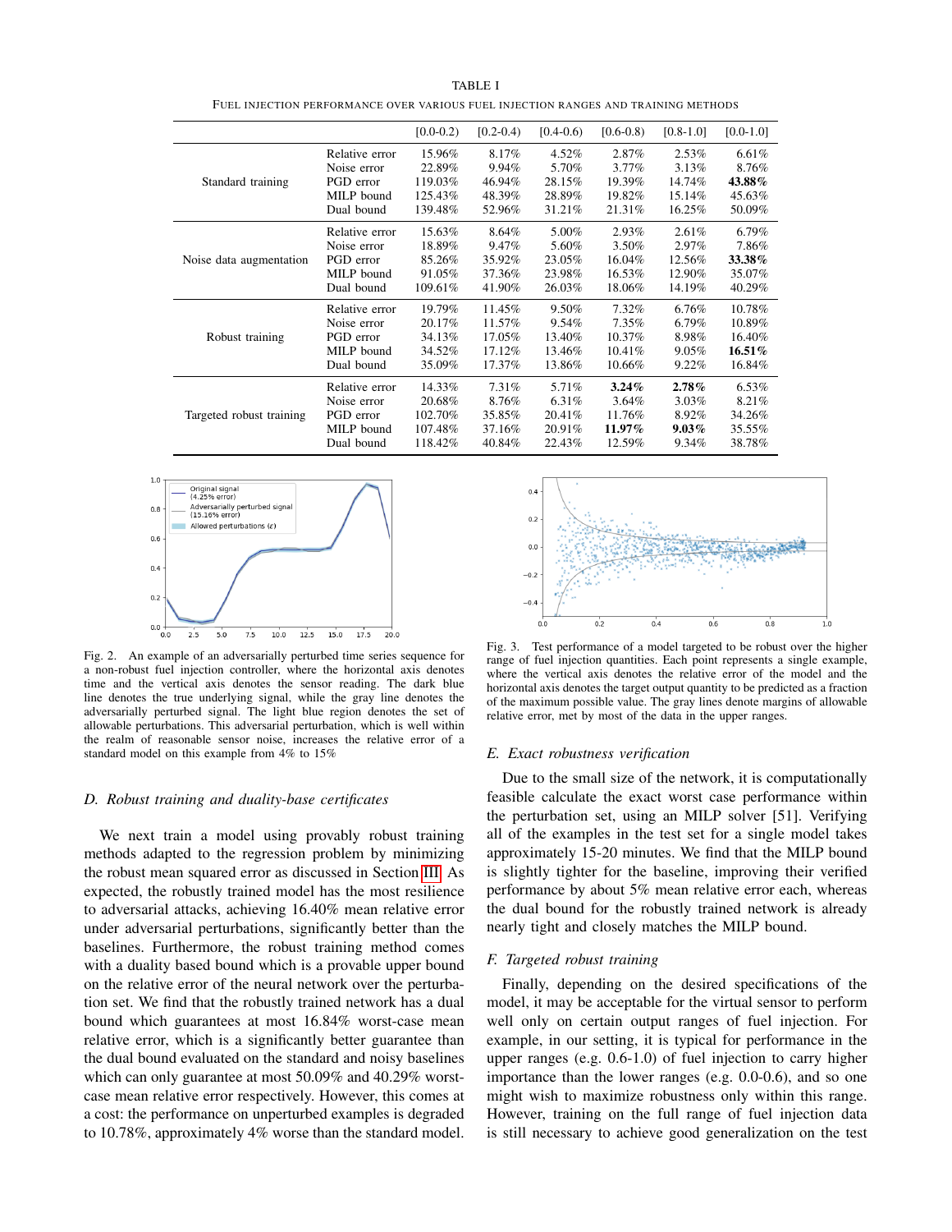TABLE I

FUEL INJECTION PERFORMANCE OVER VARIOUS FUEL INJECTION RANGES AND TRAINING METHODS

| | | [0.0-0.2) | [0.2-0.4) | [0.4-0.6) | [0.6-0.8) | [0.8-1.0] | [0.0-1.0] |
|---|---|---|---|---|---|---|---|
| Standard training | Relative error | 15.96% | 8.17% | 4.52% | 2.87% | 2.53% | 6.61% |
| | Noise error | 22.89% | 9.94% | 5.70% | 3.77% | 3.13% | 8.76% |
| | PGD error | 119.03% | 46.94% | 28.15% | 19.39% | 14.74% | **43.88%** |
| | MILP bound | 125.43% | 48.39% | 28.89% | 19.82% | 15.14% | 45.63% |
| | Dual bound | 139.48% | 52.96% | 31.21% | 21.31% | 16.25% | 50.09% |
| Noise data augmentation | Relative error | 15.63% | 8.64% | 5.00% | 2.93% | 2.61% | 6.79% |
| | Noise error | 18.89% | 9.47% | 5.60% | 3.50% | 2.97% | 7.86% |
| | PGD error | 85.26% | 35.92% | 23.05% | 16.04% | 12.56% | **33.38%** |
| | MILP bound | 91.05% | 37.36% | 23.98% | 16.53% | 12.90% | 35.07% |
| | Dual bound | 109.61% | 41.90% | 26.03% | 18.06% | 14.19% | 40.29% |
| Robust training | Relative error | 19.79% | 11.45% | 9.50% | 7.32% | 6.76% | 10.78% |
| | Noise error | 20.17% | 11.57% | 9.54% | 7.35% | 6.79% | 10.89% |
| | PGD error | 34.13% | 17.05% | 13.40% | 10.37% | 8.98% | 16.40% |
| | MILP bound | 34.52% | 17.12% | 13.46% | 10.41% | 9.05% | **16.51%** |
| | Dual bound | 35.09% | 17.37% | 13.86% | 10.66% | 9.22% | 16.84% |
| Targeted robust training | Relative error | 14.33% | 7.31% | 5.71% | **3.24%** | **2.78%** | 6.53% |
| | Noise error | 20.68% | 8.76% | 6.31% | 3.64% | 3.03% | 8.21% |
| | PGD error | 102.70% | 35.85% | 20.41% | 11.76% | 8.92% | 34.26% |
| | MILP bound | 107.48% | 37.16% | 20.91% | **11.97%** | **9.03%** | 35.55% |
| | Dual bound | 118.42% | 40.84% | 22.43% | 12.59% | 9.34% | 38.78% |

Fig. 2. An example of an adversarially perturbed time series sequence for a non-robust fuel injection controller, where the horizontal axis denotes time and the vertical axis denotes the sensor reading. The dark blue line denotes the true underlying signal, while the gray line denotes the adversarially perturbed signal. The light blue region denotes the set of allowable perturbations. This adversarial perturbation, which is well within the realm of reasonable sensor noise, increases the relative error of a standard model on this example from 4% to 15%

Fig. 3. Test performance of a model targeted to be robust over the higher range of fuel injection quantities. Each point represents a single example, where the vertical axis denotes the relative error of the model and the horizontal axis denotes the target output quantity to be predicted as a fraction of the maximum possible value. The gray lines denote margins of allowable relative error, met by most of the data in the upper ranges.

### D. Robust training and duality-base certificates

We next train a model using provably robust training methods adapted to the regression problem by minimizing the robust mean squared error as discussed in Section III. As expected, the robustly trained model has the most resilience to adversarial attacks, achieving 16.40% mean relative error under adversarial perturbations, significantly better than the baselines. Furthermore, the robust training method comes with a duality based bound which is a provable upper bound on the relative error of the neural network over the perturbation set. We find that the robustly trained network has a dual bound which guarantees at most 16.84% worst-case mean relative error, which is a significantly better guarantee than the dual bound evaluated on the standard and noisy baselines which can only guarantee at most 50.09% and 40.29% worst-case mean relative error respectively. However, this comes at a cost: the performance on unperturbed examples is degraded to 10.78%, approximately 4% worse than the standard model.

### E. Exact robustness verification

Due to the small size of the network, it is computationally feasible calculate the exact worst case performance within the perturbation set, using an MILP solver [51]. Verifying all of the examples in the test set for a single model takes approximately 15-20 minutes. We find that the MILP bound is slightly tighter for the baseline, improving their verified performance by about 5% mean relative error each, whereas the dual bound for the robustly trained network is already nearly tight and closely matches the MILP bound.

### F. Targeted robust training

Finally, depending on the desired specifications of the model, it may be acceptable for the virtual sensor to perform well only on certain output ranges of fuel injection. For example, in our setting, it is typical for performance in the upper ranges (e.g. 0.6-1.0) of fuel injection to carry higher importance than the lower ranges (e.g. 0.0-0.6), and so one might wish to maximize robustness only within this range. However, training on the full range of fuel injection data is still necessary to achieve good generalization on the test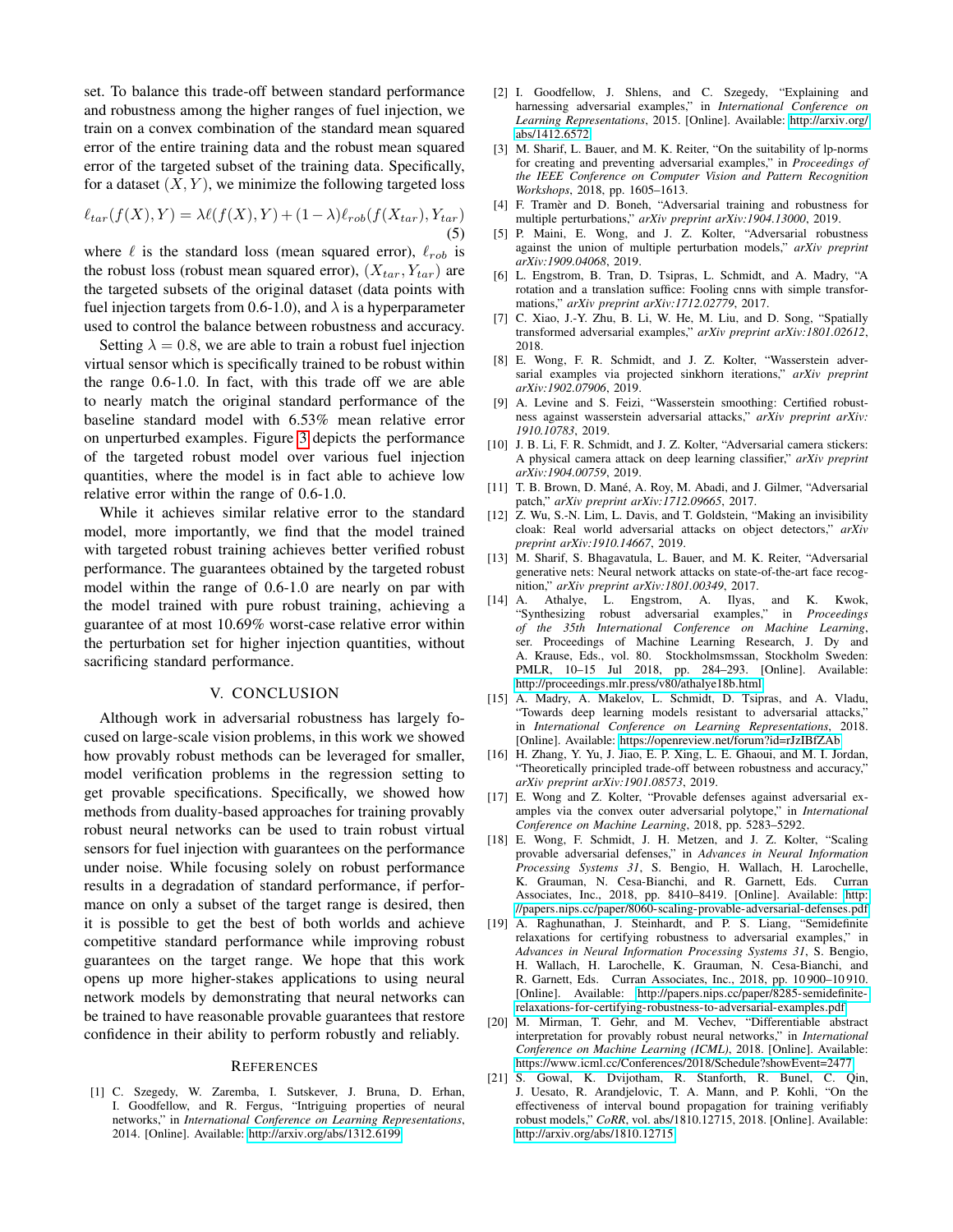set. To balance this trade-off between standard performance and robustness among the higher ranges of fuel injection, we train on a convex combination of the standard mean squared error of the entire training data and the robust mean squared error of the targeted subset of the training data. Specifically, for a dataset $(X, Y)$, we minimize the following targeted loss

$$\ell_{tar}(f(X), Y) = \lambda \ell(f(X), Y) + (1-\lambda)\ell_{rob}(f(X_{tar}), Y_{tar}) \tag{5}$$

where $\ell$ is the standard loss (mean squared error), $\ell_{rob}$ is the robust loss (robust mean squared error), $(X_{tar}, Y_{tar})$ are the targeted subsets of the original dataset (data points with fuel injection targets from 0.6-1.0), and $\lambda$ is a hyperparameter used to control the balance between robustness and accuracy.

Setting $\lambda = 0.8$, we are able to train a robust fuel injection virtual sensor which is specifically trained to be robust within the range 0.6-1.0. In fact, with this trade off we are able to nearly match the original standard performance of the baseline standard model with 6.53% mean relative error on unperturbed examples. Figure 3 depicts the performance of the targeted robust model over various fuel injection quantities, where the model is in fact able to achieve low relative error within the range of 0.6-1.0.

While it achieves similar relative error to the standard model, more importantly, we find that the model trained with targeted robust training achieves better verified robust performance. The guarantees obtained by the targeted robust model within the range of 0.6-1.0 are nearly on par with the model trained with pure robust training, achieving a guarantee of at most 10.69% worst-case relative error within the perturbation set for higher injection quantities, without sacrificing standard performance.

## V. CONCLUSION

Although work in adversarial robustness has largely focused on large-scale vision problems, in this work we showed how provably robust methods can be leveraged for smaller, model verification problems in the regression setting to get provable specifications. Specifically, we showed how methods from duality-based approaches for training provably robust neural networks can be used to train robust virtual sensors for fuel injection with guarantees on the performance under noise. While focusing solely on robust performance results in a degradation of standard performance, if performance on only a subset of the target range is desired, then it is possible to get the best of both worlds and achieve competitive standard performance while improving robust guarantees on the target range. We hope that this work opens up more higher-stakes applications to using neural network models by demonstrating that neural networks can be trained to have reasonable provable guarantees that restore confidence in their ability to perform robustly and reliably.

## REFERENCES

[1] C. Szegedy, W. Zaremba, I. Sutskever, J. Bruna, D. Erhan, I. Goodfellow, and R. Fergus, "Intriguing properties of neural networks," in *International Conference on Learning Representations*, 2014. [Online]. Available: http://arxiv.org/abs/1312.6199

[2] I. Goodfellow, J. Shlens, and C. Szegedy, "Explaining and harnessing adversarial examples," in *International Conference on Learning Representations*, 2015. [Online]. Available: http://arxiv.org/abs/1412.6572

[3] M. Sharif, L. Bauer, and M. K. Reiter, "On the suitability of lp-norms for creating and preventing adversarial examples," in *Proceedings of the IEEE Conference on Computer Vision and Pattern Recognition Workshops*, 2018, pp. 1605–1613.

[4] F. Tramèr and D. Boneh, "Adversarial training and robustness for multiple perturbations," *arXiv preprint arXiv:1904.13000*, 2019.

[5] P. Maini, E. Wong, and J. Z. Kolter, "Adversarial robustness against the union of multiple perturbation models," *arXiv preprint arXiv:1909.04068*, 2019.

[6] L. Engstrom, B. Tran, D. Tsipras, L. Schmidt, and A. Madry, "A rotation and a translation suffice: Fooling cnns with simple transformations," *arXiv preprint arXiv:1712.02779*, 2017.

[7] C. Xiao, J.-Y. Zhu, B. Li, W. He, M. Liu, and D. Song, "Spatially transformed adversarial examples," *arXiv preprint arXiv:1801.02612*, 2018.

[8] E. Wong, F. R. Schmidt, and J. Z. Kolter, "Wasserstein adversarial examples via projected sinkhorn iterations," *arXiv preprint arXiv:1902.07906*, 2019.

[9] A. Levine and S. Feizi, "Wasserstein smoothing: Certified robustness against wasserstein adversarial attacks," *arXiv preprint arXiv:1910.10783*, 2019.

[10] J. B. Li, F. R. Schmidt, and J. Z. Kolter, "Adversarial camera stickers: A physical camera attack on deep learning classifier," *arXiv preprint arXiv:1904.00759*, 2019.

[11] T. B. Brown, D. Mané, A. Roy, M. Abadi, and J. Gilmer, "Adversarial patch," *arXiv preprint arXiv:1712.09665*, 2017.

[12] Z. Wu, S.-N. Lim, L. Davis, and T. Goldstein, "Making an invisibility cloak: Real world adversarial attacks on object detectors," *arXiv preprint arXiv:1910.14667*, 2019.

[13] M. Sharif, S. Bhagavatula, L. Bauer, and M. K. Reiter, "Adversarial generative nets: Neural network attacks on state-of-the-art face recognition," *arXiv preprint arXiv:1801.00349*, 2017.

[14] A. Athalye, L. Engstrom, A. Ilyas, and K. Kwok, "Synthesizing robust adversarial examples," in *Proceedings of the 35th International Conference on Machine Learning*, ser. Proceedings of Machine Learning Research, J. Dy and A. Krause, Eds., vol. 80. Stockholmsmssan, Stockholm Sweden: PMLR, 10–15 Jul 2018, pp. 284–293. [Online]. Available: http://proceedings.mlr.press/v80/athalye18b.html

[15] A. Madry, A. Makelov, L. Schmidt, D. Tsipras, and A. Vladu, "Towards deep learning models resistant to adversarial attacks," in *International Conference on Learning Representations*, 2018. [Online]. Available: https://openreview.net/forum?id=rJzIBfZAb

[16] H. Zhang, Y. Yu, J. Jiao, E. P. Xing, L. E. Ghaoui, and M. I. Jordan, "Theoretically principled trade-off between robustness and accuracy," *arXiv preprint arXiv:1901.08573*, 2019.

[17] E. Wong and Z. Kolter, "Provable defenses against adversarial examples via the convex outer adversarial polytope," in *International Conference on Machine Learning*, 2018, pp. 5283–5292.

[18] E. Wong, F. Schmidt, J. H. Metzen, and J. Z. Kolter, "Scaling provable adversarial defenses," in *Advances in Neural Information Processing Systems 31*, S. Bengio, H. Wallach, H. Larochelle, K. Grauman, N. Cesa-Bianchi, and R. Garnett, Eds. Curran Associates, Inc., 2018, pp. 8410–8419. [Online]. Available: http://papers.nips.cc/paper/8060-scaling-provable-adversarial-defenses.pdf

[19] A. Raghunathan, J. Steinhardt, and P. S. Liang, "Semidefinite relaxations for certifying robustness to adversarial examples," in *Advances in Neural Information Processing Systems 31*, S. Bengio, H. Wallach, H. Larochelle, K. Grauman, N. Cesa-Bianchi, and R. Garnett, Eds. Curran Associates, Inc., 2018, pp. 10 900–10 910. [Online]. Available: http://papers.nips.cc/paper/8285-semidefinite-relaxations-for-certifying-robustness-to-adversarial-examples.pdf

[20] M. Mirman, T. Gehr, and M. Vechev, "Differentiable abstract interpretation for provably robust neural networks," in *International Conference on Machine Learning (ICML)*, 2018. [Online]. Available: https://www.icml.cc/Conferences/2018/Schedule?showEvent=2477

[21] S. Gowal, K. Dvijotham, R. Stanforth, R. Bunel, C. Qin, J. Uesato, R. Arandjelovic, T. A. Mann, and P. Kohli, "On the effectiveness of interval bound propagation for training verifiably robust models," *CoRR*, vol. abs/1810.12715, 2018. [Online]. Available: http://arxiv.org/abs/1810.12715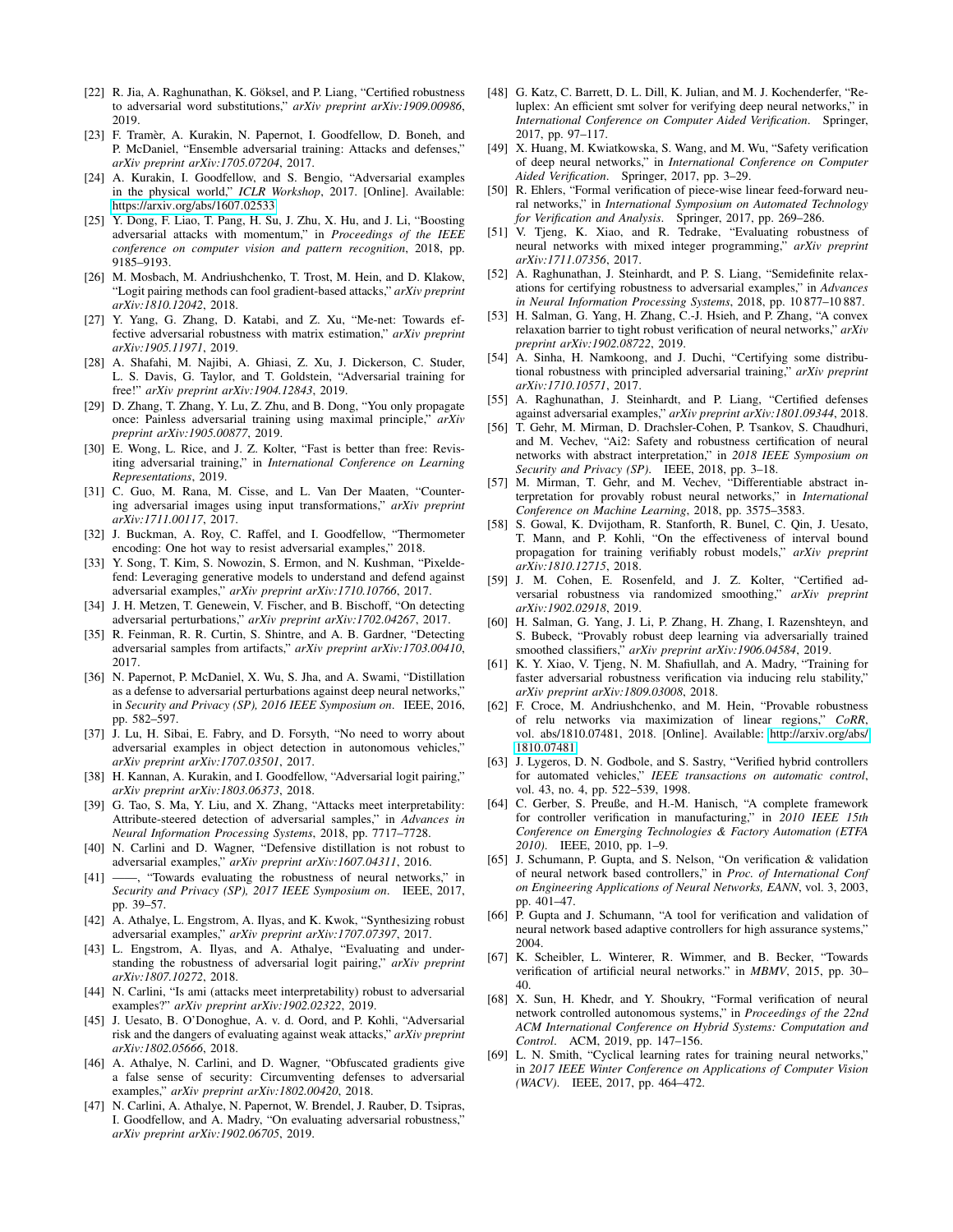[22] R. Jia, A. Raghunathan, K. Göksel, and P. Liang, "Certified robustness to adversarial word substitutions," *arXiv preprint arXiv:1909.00986*, 2019.

[23] F. Tramèr, A. Kurakin, N. Papernot, I. Goodfellow, D. Boneh, and P. McDaniel, "Ensemble adversarial training: Attacks and defenses," *arXiv preprint arXiv:1705.07204*, 2017.

[24] A. Kurakin, I. Goodfellow, and S. Bengio, "Adversarial examples in the physical world," *ICLR Workshop*, 2017. [Online]. Available: https://arxiv.org/abs/1607.02533

[25] Y. Dong, F. Liao, T. Pang, H. Su, J. Zhu, X. Hu, and J. Li, "Boosting adversarial attacks with momentum," in *Proceedings of the IEEE conference on computer vision and pattern recognition*, 2018, pp. 9185–9193.

[26] M. Mosbach, M. Andriushchenko, T. Trost, M. Hein, and D. Klakow, "Logit pairing methods can fool gradient-based attacks," *arXiv preprint arXiv:1810.12042*, 2018.

[27] Y. Yang, G. Zhang, D. Katabi, and Z. Xu, "Me-net: Towards effective adversarial robustness with matrix estimation," *arXiv preprint arXiv:1905.11971*, 2019.

[28] A. Shafahi, M. Najibi, A. Ghiasi, Z. Xu, J. Dickerson, C. Studer, L. S. Davis, G. Taylor, and T. Goldstein, "Adversarial training for free!" *arXiv preprint arXiv:1904.12843*, 2019.

[29] D. Zhang, T. Zhang, Y. Lu, Z. Zhu, and B. Dong, "You only propagate once: Painless adversarial training using maximal principle," *arXiv preprint arXiv:1905.00877*, 2019.

[30] E. Wong, L. Rice, and J. Z. Kolter, "Fast is better than free: Revisiting adversarial training," in *International Conference on Learning Representations*, 2019.

[31] C. Guo, M. Rana, M. Cisse, and L. Van Der Maaten, "Countering adversarial images using input transformations," *arXiv preprint arXiv:1711.00117*, 2017.

[32] J. Buckman, A. Roy, C. Raffel, and I. Goodfellow, "Thermometer encoding: One hot way to resist adversarial examples," 2018.

[33] Y. Song, T. Kim, S. Nowozin, S. Ermon, and N. Kushman, "Pixeldefend: Leveraging generative models to understand and defend against adversarial examples," *arXiv preprint arXiv:1710.10766*, 2017.

[34] J. H. Metzen, T. Genewein, V. Fischer, and B. Bischoff, "On detecting adversarial perturbations," *arXiv preprint arXiv:1702.04267*, 2017.

[35] R. Feinman, R. R. Curtin, S. Shintre, and A. B. Gardner, "Detecting adversarial samples from artifacts," *arXiv preprint arXiv:1703.00410*, 2017.

[36] N. Papernot, P. McDaniel, X. Wu, S. Jha, and A. Swami, "Distillation as a defense to adversarial perturbations against deep neural networks," in *Security and Privacy (SP), 2016 IEEE Symposium on*. IEEE, 2016, pp. 582–597.

[37] J. Lu, H. Sibai, E. Fabry, and D. Forsyth, "No need to worry about adversarial examples in object detection in autonomous vehicles," *arXiv preprint arXiv:1707.03501*, 2017.

[38] H. Kannan, A. Kurakin, and I. Goodfellow, "Adversarial logit pairing," *arXiv preprint arXiv:1803.06373*, 2018.

[39] G. Tao, S. Ma, Y. Liu, and X. Zhang, "Attacks meet interpretability: Attribute-steered detection of adversarial samples," in *Advances in Neural Information Processing Systems*, 2018, pp. 7717–7728.

[40] N. Carlini and D. Wagner, "Defensive distillation is not robust to adversarial examples," *arXiv preprint arXiv:1607.04311*, 2016.

[41] ——, "Towards evaluating the robustness of neural networks," in *Security and Privacy (SP), 2017 IEEE Symposium on*. IEEE, 2017, pp. 39–57.

[42] A. Athalye, L. Engstrom, A. Ilyas, and K. Kwok, "Synthesizing robust adversarial examples," *arXiv preprint arXiv:1707.07397*, 2017.

[43] L. Engstrom, A. Ilyas, and A. Athalye, "Evaluating and understanding the robustness of adversarial logit pairing," *arXiv preprint arXiv:1807.10272*, 2018.

[44] N. Carlini, "Is ami (attacks meet interpretability) robust to adversarial examples?" *arXiv preprint arXiv:1902.02322*, 2019.

[45] J. Uesato, B. O'Donoghue, A. v. d. Oord, and P. Kohli, "Adversarial risk and the dangers of evaluating against weak attacks," *arXiv preprint arXiv:1802.05666*, 2018.

[46] A. Athalye, N. Carlini, and D. Wagner, "Obfuscated gradients give a false sense of security: Circumventing defenses to adversarial examples," *arXiv preprint arXiv:1802.00420*, 2018.

[47] N. Carlini, A. Athalye, N. Papernot, W. Brendel, J. Rauber, D. Tsipras, I. Goodfellow, and A. Madry, "On evaluating adversarial robustness," *arXiv preprint arXiv:1902.06705*, 2019.

[48] G. Katz, C. Barrett, D. L. Dill, K. Julian, and M. J. Kochenderfer, "Reluplex: An efficient smt solver for verifying deep neural networks," in *International Conference on Computer Aided Verification*. Springer, 2017, pp. 97–117.

[49] X. Huang, M. Kwiatkowska, S. Wang, and M. Wu, "Safety verification of deep neural networks," in *International Conference on Computer Aided Verification*. Springer, 2017, pp. 3–29.

[50] R. Ehlers, "Formal verification of piece-wise linear feed-forward neural networks," in *International Symposium on Automated Technology for Verification and Analysis*. Springer, 2017, pp. 269–286.

[51] V. Tjeng, K. Xiao, and R. Tedrake, "Evaluating robustness of neural networks with mixed integer programming," *arXiv preprint arXiv:1711.07356*, 2017.

[52] A. Raghunathan, J. Steinhardt, and P. S. Liang, "Semidefinite relaxations for certifying robustness to adversarial examples," in *Advances in Neural Information Processing Systems*, 2018, pp. 10 877–10 887.

[53] H. Salman, G. Yang, H. Zhang, C.-J. Hsieh, and P. Zhang, "A convex relaxation barrier to tight robust verification of neural networks," *arXiv preprint arXiv:1902.08722*, 2019.

[54] A. Sinha, H. Namkoong, and J. Duchi, "Certifying some distributional robustness with principled adversarial training," *arXiv preprint arXiv:1710.10571*, 2017.

[55] A. Raghunathan, J. Steinhardt, and P. Liang, "Certified defenses against adversarial examples," *arXiv preprint arXiv:1801.09344*, 2018.

[56] T. Gehr, M. Mirman, D. Drachsler-Cohen, P. Tsankov, S. Chaudhuri, and M. Vechev, "Ai2: Safety and robustness certification of neural networks with abstract interpretation," in *2018 IEEE Symposium on Security and Privacy (SP)*. IEEE, 2018, pp. 3–18.

[57] M. Mirman, T. Gehr, and M. Vechev, "Differentiable abstract interpretation for provably robust neural networks," in *International Conference on Machine Learning*, 2018, pp. 3575–3583.

[58] S. Gowal, K. Dvijotham, R. Stanforth, R. Bunel, C. Qin, J. Uesato, T. Mann, and P. Kohli, "On the effectiveness of interval bound propagation for training verifiably robust models," *arXiv preprint arXiv:1810.12715*, 2018.

[59] J. M. Cohen, E. Rosenfeld, and J. Z. Kolter, "Certified adversarial robustness via randomized smoothing," *arXiv preprint arXiv:1902.02918*, 2019.

[60] H. Salman, G. Yang, J. Li, P. Zhang, H. Zhang, I. Razenshteyn, and S. Bubeck, "Provably robust deep learning via adversarially trained smoothed classifiers," *arXiv preprint arXiv:1906.04584*, 2019.

[61] K. Y. Xiao, V. Tjeng, N. M. Shafiullah, and A. Madry, "Training for faster adversarial robustness verification via inducing relu stability," *arXiv preprint arXiv:1809.03008*, 2018.

[62] F. Croce, M. Andriushchenko, and M. Hein, "Provable robustness of relu networks via maximization of linear regions," *CoRR*, vol. abs/1810.07481, 2018. [Online]. Available: http://arxiv.org/abs/1810.07481

[63] J. Lygeros, D. N. Godbole, and S. Sastry, "Verified hybrid controllers for automated vehicles," *IEEE transactions on automatic control*, vol. 43, no. 4, pp. 522–539, 1998.

[64] C. Gerber, S. Preuße, and H.-M. Hanisch, "A complete framework for controller verification in manufacturing," in *2010 IEEE 15th Conference on Emerging Technologies & Factory Automation (ETFA 2010)*. IEEE, 2010, pp. 1–9.

[65] J. Schumann, P. Gupta, and S. Nelson, "On verification & validation of neural network based controllers," in *Proc. of International Conf on Engineering Applications of Neural Networks, EANN*, vol. 3, 2003, pp. 401–47.

[66] P. Gupta and J. Schumann, "A tool for verification and validation of neural network based adaptive controllers for high assurance systems," 2004.

[67] K. Scheibler, L. Winterer, R. Wimmer, and B. Becker, "Towards verification of artificial neural networks." in *MBMV*, 2015, pp. 30–40.

[68] X. Sun, H. Khedr, and Y. Shoukry, "Formal verification of neural network controlled autonomous systems," in *Proceedings of the 22nd ACM International Conference on Hybrid Systems: Computation and Control*. ACM, 2019, pp. 147–156.

[69] L. N. Smith, "Cyclical learning rates for training neural networks," in *2017 IEEE Winter Conference on Applications of Computer Vision (WACV)*. IEEE, 2017, pp. 464–472.